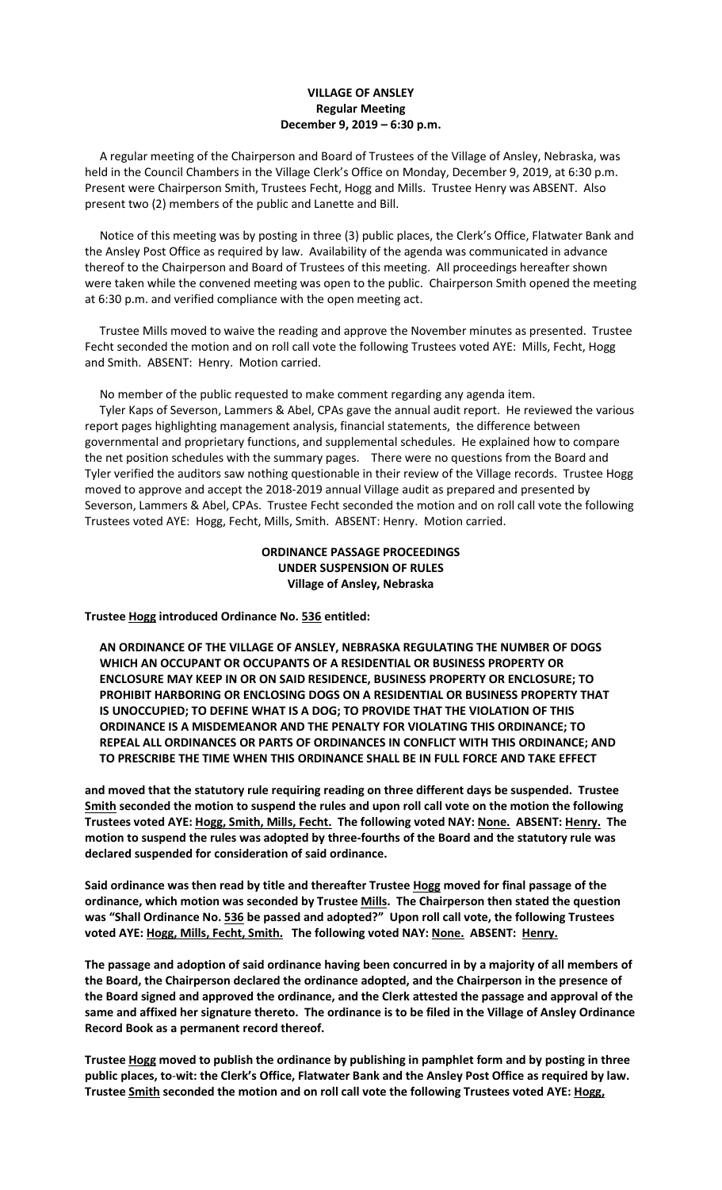**VILLAGE OF ANSLEY**
**Regular Meeting**
**December 9, 2019 – 6:30 p.m.**

A regular meeting of the Chairperson and Board of Trustees of the Village of Ansley, Nebraska, was held in the Council Chambers in the Village Clerk's Office on Monday, December 9, 2019, at 6:30 p.m. Present were Chairperson Smith, Trustees Fecht, Hogg and Mills. Trustee Henry was ABSENT. Also present two (2) members of the public and Lanette and Bill.

Notice of this meeting was by posting in three (3) public places, the Clerk's Office, Flatwater Bank and the Ansley Post Office as required by law. Availability of the agenda was communicated in advance thereof to the Chairperson and Board of Trustees of this meeting. All proceedings hereafter shown were taken while the convened meeting was open to the public. Chairperson Smith opened the meeting at 6:30 p.m. and verified compliance with the open meeting act.

Trustee Mills moved to waive the reading and approve the November minutes as presented. Trustee Fecht seconded the motion and on roll call vote the following Trustees voted AYE: Mills, Fecht, Hogg and Smith. ABSENT: Henry. Motion carried.

No member of the public requested to make comment regarding any agenda item.

Tyler Kaps of Severson, Lammers & Abel, CPAs gave the annual audit report. He reviewed the various report pages highlighting management analysis, financial statements, the difference between governmental and proprietary functions, and supplemental schedules. He explained how to compare the net position schedules with the summary pages. There were no questions from the Board and Tyler verified the auditors saw nothing questionable in their review of the Village records. Trustee Hogg moved to approve and accept the 2018-2019 annual Village audit as prepared and presented by Severson, Lammers & Abel, CPAs. Trustee Fecht seconded the motion and on roll call vote the following Trustees voted AYE: Hogg, Fecht, Mills, Smith. ABSENT: Henry. Motion carried.

**ORDINANCE PASSAGE PROCEEDINGS**
**UNDER SUSPENSION OF RULES**
**Village of Ansley, Nebraska**

**Trustee Hogg introduced Ordinance No. 536 entitled:**

**AN ORDINANCE OF THE VILLAGE OF ANSLEY, NEBRASKA REGULATING THE NUMBER OF DOGS WHICH AN OCCUPANT OR OCCUPANTS OF A RESIDENTIAL OR BUSINESS PROPERTY OR ENCLOSURE MAY KEEP IN OR ON SAID RESIDENCE, BUSINESS PROPERTY OR ENCLOSURE; TO PROHIBIT HARBORING OR ENCLOSING DOGS ON A RESIDENTIAL OR BUSINESS PROPERTY THAT IS UNOCCUPIED; TO DEFINE WHAT IS A DOG; TO PROVIDE THAT THE VIOLATION OF THIS ORDINANCE IS A MISDEMEANOR AND THE PENALTY FOR VIOLATING THIS ORDINANCE; TO REPEAL ALL ORDINANCES OR PARTS OF ORDINANCES IN CONFLICT WITH THIS ORDINANCE; AND TO PRESCRIBE THE TIME WHEN THIS ORDINANCE SHALL BE IN FULL FORCE AND TAKE EFFECT**

**and moved that the statutory rule requiring reading on three different days be suspended. Trustee Smith seconded the motion to suspend the rules and upon roll call vote on the motion the following Trustees voted AYE: Hogg, Smith, Mills, Fecht. The following voted NAY: None. ABSENT: Henry. The motion to suspend the rules was adopted by three-fourths of the Board and the statutory rule was declared suspended for consideration of said ordinance.**

**Said ordinance was then read by title and thereafter Trustee Hogg moved for final passage of the ordinance, which motion was seconded by Trustee Mills. The Chairperson then stated the question was "Shall Ordinance No. 536 be passed and adopted?" Upon roll call vote, the following Trustees voted AYE: Hogg, Mills, Fecht, Smith. The following voted NAY: None. ABSENT: Henry.**

**The passage and adoption of said ordinance having been concurred in by a majority of all members of the Board, the Chairperson declared the ordinance adopted, and the Chairperson in the presence of the Board signed and approved the ordinance, and the Clerk attested the passage and approval of the same and affixed her signature thereto. The ordinance is to be filed in the Village of Ansley Ordinance Record Book as a permanent record thereof.**

**Trustee Hogg moved to publish the ordinance by publishing in pamphlet form and by posting in three public places, to-wit: the Clerk's Office, Flatwater Bank and the Ansley Post Office as required by law. Trustee Smith seconded the motion and on roll call vote the following Trustees voted AYE: Hogg,**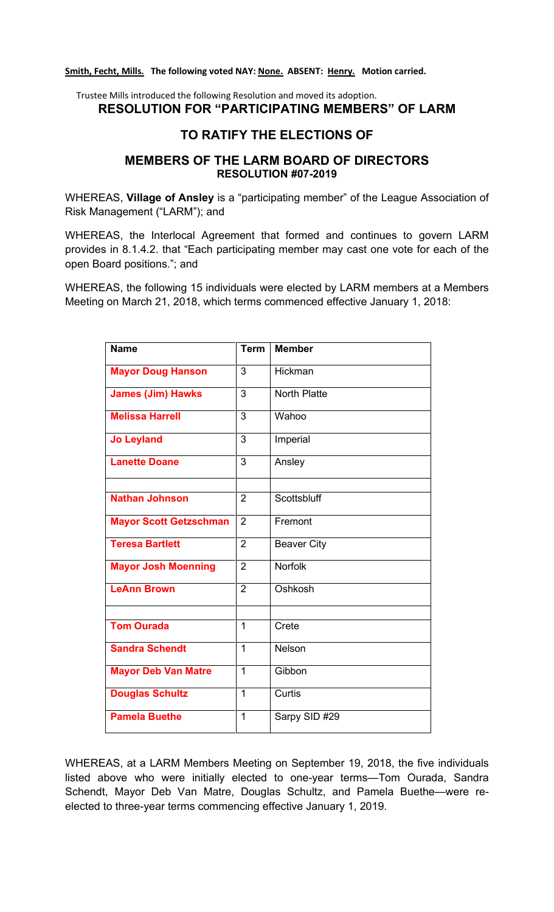**Smith, Fecht, Mills. The following voted NAY: None. ABSENT: Henry. Motion carried.**

Trustee Mills introduced the following Resolution and moved its adoption.

## RESOLUTION FOR "PARTICIPATING MEMBERS" OF LARM

## TO RATIFY THE ELECTIONS OF

## MEMBERS OF THE LARM BOARD OF DIRECTORS

### RESOLUTION #07-2019

WHEREAS, **Village of Ansley** is a "participating member" of the League Association of Risk Management ("LARM"); and

WHEREAS, the Interlocal Agreement that formed and continues to govern LARM provides in 8.1.4.2. that "Each participating member may cast one vote for each of the open Board positions."; and

WHEREAS, the following 15 individuals were elected by LARM members at a Members Meeting on March 21, 2018, which terms commenced effective January 1, 2018:

| Name | Term | Member |
|---|---|---|
| **Mayor Doug Hanson** | 3 | Hickman |
| **James (Jim) Hawks** | 3 | North Platte |
| **Melissa Harrell** | 3 | Wahoo |
| **Jo Leyland** | 3 | Imperial |
| **Lanette Doane** | 3 | Ansley |
| | | |
| **Nathan Johnson** | 2 | Scottsbluff |
| **Mayor Scott Getzschman** | 2 | Fremont |
| **Teresa Bartlett** | 2 | Beaver City |
| **Mayor Josh Moenning** | 2 | Norfolk |
| **LeAnn Brown** | 2 | Oshkosh |
| | | |
| **Tom Ourada** | 1 | Crete |
| **Sandra Schendt** | 1 | Nelson |
| **Mayor Deb Van Matre** | 1 | Gibbon |
| **Douglas Schultz** | 1 | Curtis |
| **Pamela Buethe** | 1 | Sarpy SID #29 |

WHEREAS, at a LARM Members Meeting on September 19, 2018, the five individuals listed above who were initially elected to one-year terms—Tom Ourada, Sandra Schendt, Mayor Deb Van Matre, Douglas Schultz, and Pamela Buethe—were re-elected to three-year terms commencing effective January 1, 2019.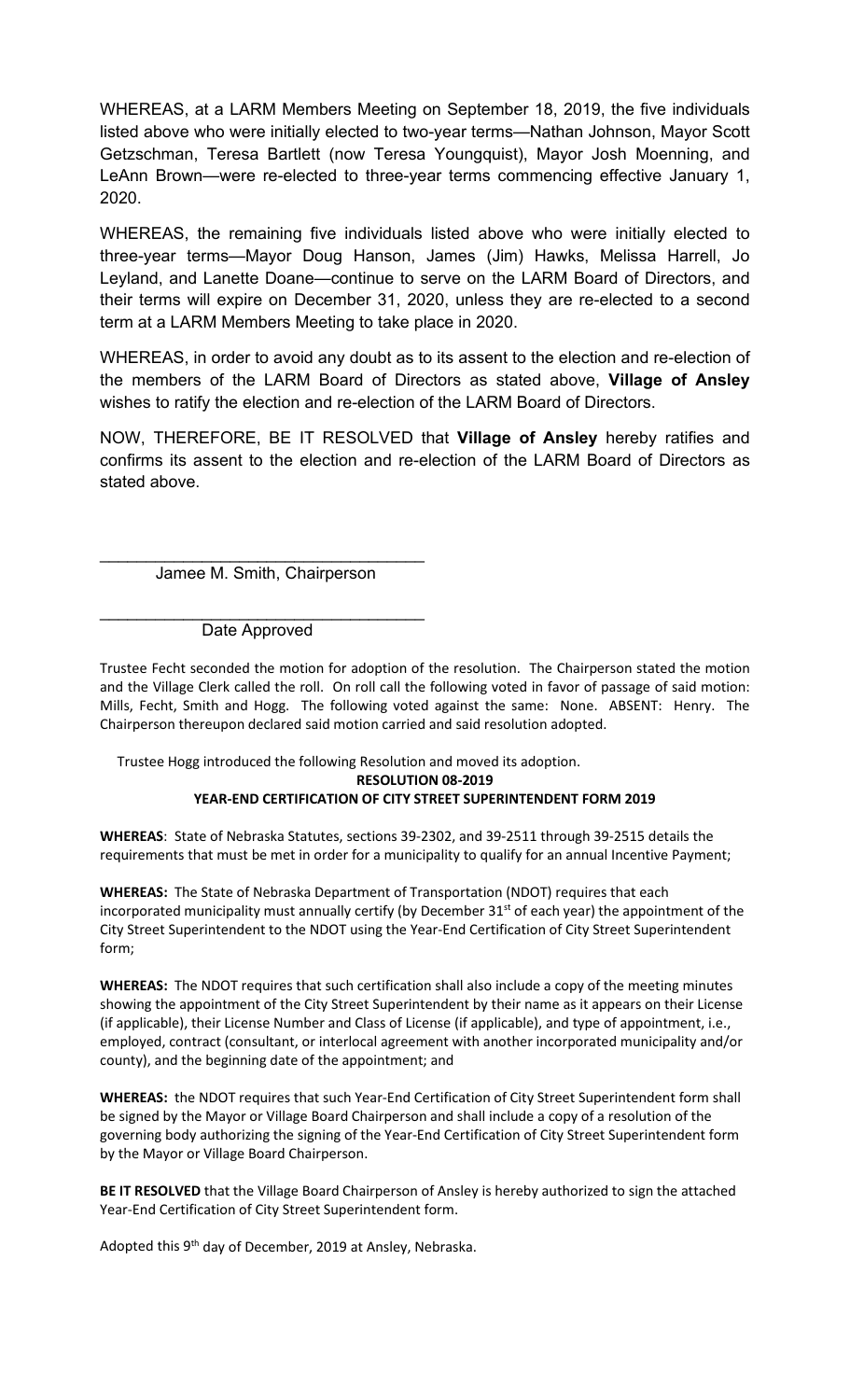WHEREAS, at a LARM Members Meeting on September 18, 2019, the five individuals listed above who were initially elected to two-year terms—Nathan Johnson, Mayor Scott Getzschman, Teresa Bartlett (now Teresa Youngquist), Mayor Josh Moenning, and LeAnn Brown—were re-elected to three-year terms commencing effective January 1, 2020.

WHEREAS, the remaining five individuals listed above who were initially elected to three-year terms—Mayor Doug Hanson, James (Jim) Hawks, Melissa Harrell, Jo Leyland, and Lanette Doane—continue to serve on the LARM Board of Directors, and their terms will expire on December 31, 2020, unless they are re-elected to a second term at a LARM Members Meeting to take place in 2020.

WHEREAS, in order to avoid any doubt as to its assent to the election and re-election of the members of the LARM Board of Directors as stated above, **Village of Ansley** wishes to ratify the election and re-election of the LARM Board of Directors.

NOW, THEREFORE, BE IT RESOLVED that **Village of Ansley** hereby ratifies and confirms its assent to the election and re-election of the LARM Board of Directors as stated above.

\_\_\_\_\_\_\_\_\_\_\_\_\_\_\_\_\_\_\_\_\_\_\_\_\_\_\_\_\_\_\_\_\_\_\_
Jamee M. Smith, Chairperson

\_\_\_\_\_\_\_\_\_\_\_\_\_\_\_\_\_\_\_\_\_\_\_\_\_\_\_\_\_\_\_\_\_\_\_
Date Approved

Trustee Fecht seconded the motion for adoption of the resolution. The Chairperson stated the motion and the Village Clerk called the roll. On roll call the following voted in favor of passage of said motion: Mills, Fecht, Smith and Hogg. The following voted against the same: None. ABSENT: Henry. The Chairperson thereupon declared said motion carried and said resolution adopted.

Trustee Hogg introduced the following Resolution and moved its adoption.

**RESOLUTION 08-2019**

**YEAR-END CERTIFICATION OF CITY STREET SUPERINTENDENT FORM 2019**

**WHEREAS**: State of Nebraska Statutes, sections 39-2302, and 39-2511 through 39-2515 details the requirements that must be met in order for a municipality to qualify for an annual Incentive Payment;

**WHEREAS:** The State of Nebraska Department of Transportation (NDOT) requires that each incorporated municipality must annually certify (by December 31st of each year) the appointment of the City Street Superintendent to the NDOT using the Year-End Certification of City Street Superintendent form;

**WHEREAS:** The NDOT requires that such certification shall also include a copy of the meeting minutes showing the appointment of the City Street Superintendent by their name as it appears on their License (if applicable), their License Number and Class of License (if applicable), and type of appointment, i.e., employed, contract (consultant, or interlocal agreement with another incorporated municipality and/or county), and the beginning date of the appointment; and

**WHEREAS:** the NDOT requires that such Year-End Certification of City Street Superintendent form shall be signed by the Mayor or Village Board Chairperson and shall include a copy of a resolution of the governing body authorizing the signing of the Year-End Certification of City Street Superintendent form by the Mayor or Village Board Chairperson.

**BE IT RESOLVED** that the Village Board Chairperson of Ansley is hereby authorized to sign the attached Year-End Certification of City Street Superintendent form.

Adopted this 9th day of December, 2019 at Ansley, Nebraska.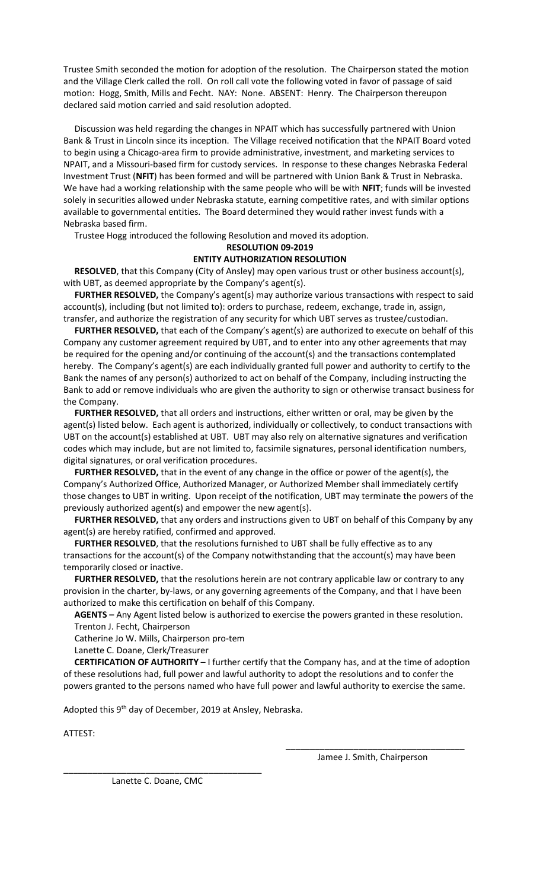Trustee Smith seconded the motion for adoption of the resolution. The Chairperson stated the motion and the Village Clerk called the roll. On roll call vote the following voted in favor of passage of said motion: Hogg, Smith, Mills and Fecht. NAY: None. ABSENT: Henry. The Chairperson thereupon declared said motion carried and said resolution adopted.

Discussion was held regarding the changes in NPAIT which has successfully partnered with Union Bank & Trust in Lincoln since its inception. The Village received notification that the NPAIT Board voted to begin using a Chicago-area firm to provide administrative, investment, and marketing services to NPAIT, and a Missouri-based firm for custody services. In response to these changes Nebraska Federal Investment Trust (**NFIT**) has been formed and will be partnered with Union Bank & Trust in Nebraska. We have had a working relationship with the same people who will be with **NFIT**; funds will be invested solely in securities allowed under Nebraska statute, earning competitive rates, and with similar options available to governmental entities. The Board determined they would rather invest funds with a Nebraska based firm.

Trustee Hogg introduced the following Resolution and moved its adoption.

**RESOLUTION 09-2019**

**ENTITY AUTHORIZATION RESOLUTION**

**RESOLVED**, that this Company (City of Ansley) may open various trust or other business account(s), with UBT, as deemed appropriate by the Company's agent(s).

**FURTHER RESOLVED,** the Company's agent(s) may authorize various transactions with respect to said account(s), including (but not limited to): orders to purchase, redeem, exchange, trade in, assign, transfer, and authorize the registration of any security for which UBT serves as trustee/custodian.

**FURTHER RESOLVED,** that each of the Company's agent(s) are authorized to execute on behalf of this Company any customer agreement required by UBT, and to enter into any other agreements that may be required for the opening and/or continuing of the account(s) and the transactions contemplated hereby. The Company's agent(s) are each individually granted full power and authority to certify to the Bank the names of any person(s) authorized to act on behalf of the Company, including instructing the Bank to add or remove individuals who are given the authority to sign or otherwise transact business for the Company.

**FURTHER RESOLVED,** that all orders and instructions, either written or oral, may be given by the agent(s) listed below. Each agent is authorized, individually or collectively, to conduct transactions with UBT on the account(s) established at UBT. UBT may also rely on alternative signatures and verification codes which may include, but are not limited to, facsimile signatures, personal identification numbers, digital signatures, or oral verification procedures.

**FURTHER RESOLVED,** that in the event of any change in the office or power of the agent(s), the Company's Authorized Office, Authorized Manager, or Authorized Member shall immediately certify those changes to UBT in writing. Upon receipt of the notification, UBT may terminate the powers of the previously authorized agent(s) and empower the new agent(s).

**FURTHER RESOLVED,** that any orders and instructions given to UBT on behalf of this Company by any agent(s) are hereby ratified, confirmed and approved.

**FURTHER RESOLVED**, that the resolutions furnished to UBT shall be fully effective as to any transactions for the account(s) of the Company notwithstanding that the account(s) may have been temporarily closed or inactive.

**FURTHER RESOLVED,** that the resolutions herein are not contrary applicable law or contrary to any provision in the charter, by-laws, or any governing agreements of the Company, and that I have been authorized to make this certification on behalf of this Company.

**AGENTS –** Any Agent listed below is authorized to exercise the powers granted in these resolution.

Trenton J. Fecht, Chairperson

Catherine Jo W. Mills, Chairperson pro-tem

Lanette C. Doane, Clerk/Treasurer

**CERTIFICATION OF AUTHORITY** – I further certify that the Company has, and at the time of adoption of these resolutions had, full power and lawful authority to adopt the resolutions and to confer the powers granted to the persons named who have full power and lawful authority to exercise the same.

Adopted this 9th day of December, 2019 at Ansley, Nebraska.

ATTEST:

_____________________________________
Jamee J. Smith, Chairperson

_____________________________________
Lanette C. Doane, CMC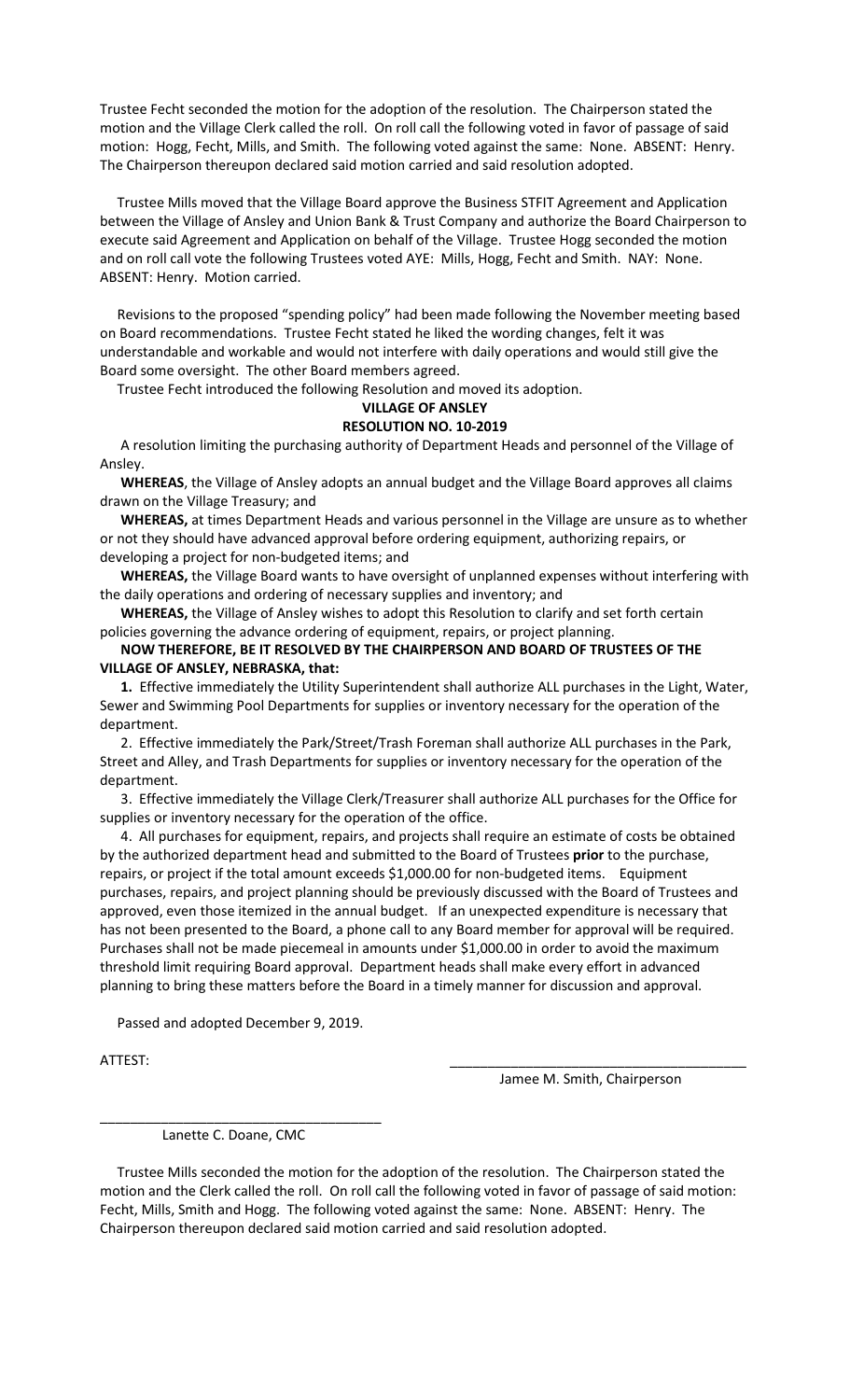Trustee Fecht seconded the motion for the adoption of the resolution. The Chairperson stated the motion and the Village Clerk called the roll. On roll call the following voted in favor of passage of said motion: Hogg, Fecht, Mills, and Smith. The following voted against the same: None. ABSENT: Henry. The Chairperson thereupon declared said motion carried and said resolution adopted.

Trustee Mills moved that the Village Board approve the Business STFIT Agreement and Application between the Village of Ansley and Union Bank & Trust Company and authorize the Board Chairperson to execute said Agreement and Application on behalf of the Village. Trustee Hogg seconded the motion and on roll call vote the following Trustees voted AYE: Mills, Hogg, Fecht and Smith. NAY: None. ABSENT: Henry. Motion carried.

Revisions to the proposed "spending policy" had been made following the November meeting based on Board recommendations. Trustee Fecht stated he liked the wording changes, felt it was understandable and workable and would not interfere with daily operations and would still give the Board some oversight. The other Board members agreed.

Trustee Fecht introduced the following Resolution and moved its adoption.

**VILLAGE OF ANSLEY**

**RESOLUTION NO. 10-2019**

A resolution limiting the purchasing authority of Department Heads and personnel of the Village of Ansley.

**WHEREAS**, the Village of Ansley adopts an annual budget and the Village Board approves all claims drawn on the Village Treasury; and

**WHEREAS,** at times Department Heads and various personnel in the Village are unsure as to whether or not they should have advanced approval before ordering equipment, authorizing repairs, or developing a project for non-budgeted items; and

**WHEREAS,** the Village Board wants to have oversight of unplanned expenses without interfering with the daily operations and ordering of necessary supplies and inventory; and

**WHEREAS,** the Village of Ansley wishes to adopt this Resolution to clarify and set forth certain policies governing the advance ordering of equipment, repairs, or project planning.

**NOW THEREFORE, BE IT RESOLVED BY THE CHAIRPERSON AND BOARD OF TRUSTEES OF THE VILLAGE OF ANSLEY, NEBRASKA, that:**

**1.** Effective immediately the Utility Superintendent shall authorize ALL purchases in the Light, Water, Sewer and Swimming Pool Departments for supplies or inventory necessary for the operation of the department.

2. Effective immediately the Park/Street/Trash Foreman shall authorize ALL purchases in the Park, Street and Alley, and Trash Departments for supplies or inventory necessary for the operation of the department.

3. Effective immediately the Village Clerk/Treasurer shall authorize ALL purchases for the Office for supplies or inventory necessary for the operation of the office.

4. All purchases for equipment, repairs, and projects shall require an estimate of costs be obtained by the authorized department head and submitted to the Board of Trustees **prior** to the purchase, repairs, or project if the total amount exceeds $1,000.00 for non-budgeted items. Equipment purchases, repairs, and project planning should be previously discussed with the Board of Trustees and approved, even those itemized in the annual budget. If an unexpected expenditure is necessary that has not been presented to the Board, a phone call to any Board member for approval will be required. Purchases shall not be made piecemeal in amounts under $1,000.00 in order to avoid the maximum threshold limit requiring Board approval. Department heads shall make every effort in advanced planning to bring these matters before the Board in a timely manner for discussion and approval.

Passed and adopted December 9, 2019.

ATTEST:

\_\_\_\_\_\_\_\_\_\_\_\_\_\_\_\_\_\_\_\_\_\_\_\_\_\_\_\_\_\_\_\_\_\_\_\_\_\_
Jamee M. Smith, Chairperson

\_\_\_\_\_\_\_\_\_\_\_\_\_\_\_\_\_\_\_\_\_\_\_\_\_\_\_\_\_\_\_\_\_\_\_\_\_\_
Lanette C. Doane, CMC

Trustee Mills seconded the motion for the adoption of the resolution. The Chairperson stated the motion and the Clerk called the roll. On roll call the following voted in favor of passage of said motion: Fecht, Mills, Smith and Hogg. The following voted against the same: None. ABSENT: Henry. The Chairperson thereupon declared said motion carried and said resolution adopted.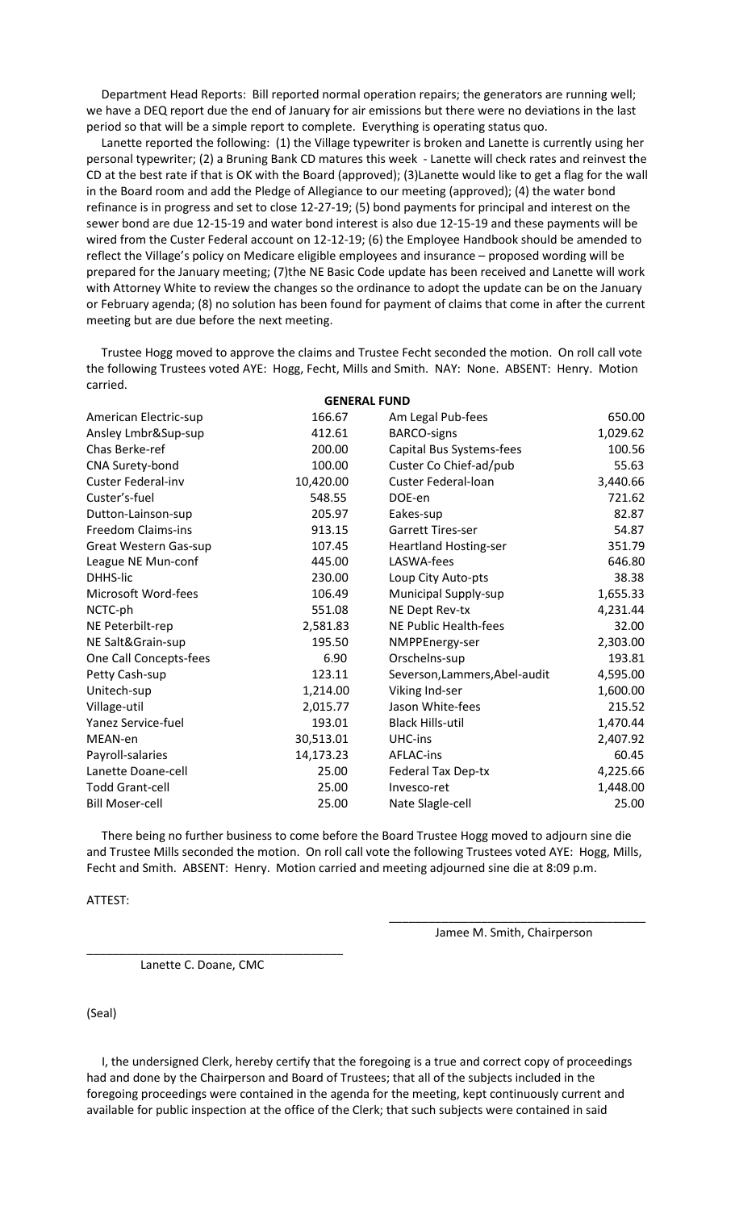Department Head Reports: Bill reported normal operation repairs; the generators are running well; we have a DEQ report due the end of January for air emissions but there were no deviations in the last period so that will be a simple report to complete. Everything is operating status quo.

Lanette reported the following: (1) the Village typewriter is broken and Lanette is currently using her personal typewriter; (2) a Bruning Bank CD matures this week - Lanette will check rates and reinvest the CD at the best rate if that is OK with the Board (approved); (3)Lanette would like to get a flag for the wall in the Board room and add the Pledge of Allegiance to our meeting (approved); (4) the water bond refinance is in progress and set to close 12-27-19; (5) bond payments for principal and interest on the sewer bond are due 12-15-19 and water bond interest is also due 12-15-19 and these payments will be wired from the Custer Federal account on 12-12-19; (6) the Employee Handbook should be amended to reflect the Village's policy on Medicare eligible employees and insurance – proposed wording will be prepared for the January meeting; (7)the NE Basic Code update has been received and Lanette will work with Attorney White to review the changes so the ordinance to adopt the update can be on the January or February agenda; (8) no solution has been found for payment of claims that come in after the current meeting but are due before the next meeting.

Trustee Hogg moved to approve the claims and Trustee Fecht seconded the motion. On roll call vote the following Trustees voted AYE: Hogg, Fecht, Mills and Smith. NAY: None. ABSENT: Henry. Motion carried.

**GENERAL FUND**

| | | | |
|---|---|---|---|
| American Electric-sup | 166.67 | Am Legal Pub-fees | 650.00 |
| Ansley Lmbr&Sup-sup | 412.61 | BARCO-signs | 1,029.62 |
| Chas Berke-ref | 200.00 | Capital Bus Systems-fees | 100.56 |
| CNA Surety-bond | 100.00 | Custer Co Chief-ad/pub | 55.63 |
| Custer Federal-inv | 10,420.00 | Custer Federal-loan | 3,440.66 |
| Custer's-fuel | 548.55 | DOE-en | 721.62 |
| Dutton-Lainson-sup | 205.97 | Eakes-sup | 82.87 |
| Freedom Claims-ins | 913.15 | Garrett Tires-ser | 54.87 |
| Great Western Gas-sup | 107.45 | Heartland Hosting-ser | 351.79 |
| League NE Mun-conf | 445.00 | LASWA-fees | 646.80 |
| DHHS-lic | 230.00 | Loup City Auto-pts | 38.38 |
| Microsoft Word-fees | 106.49 | Municipal Supply-sup | 1,655.33 |
| NCTC-ph | 551.08 | NE Dept Rev-tx | 4,231.44 |
| NE Peterbilt-rep | 2,581.83 | NE Public Health-fees | 32.00 |
| NE Salt&Grain-sup | 195.50 | NMPPEnergy-ser | 2,303.00 |
| One Call Concepts-fees | 6.90 | Orschelns-sup | 193.81 |
| Petty Cash-sup | 123.11 | Severson,Lammers,Abel-audit | 4,595.00 |
| Unitech-sup | 1,214.00 | Viking Ind-ser | 1,600.00 |
| Village-util | 2,015.77 | Jason White-fees | 215.52 |
| Yanez Service-fuel | 193.01 | Black Hills-util | 1,470.44 |
| MEAN-en | 30,513.01 | UHC-ins | 2,407.92 |
| Payroll-salaries | 14,173.23 | AFLAC-ins | 60.45 |
| Lanette Doane-cell | 25.00 | Federal Tax Dep-tx | 4,225.66 |
| Todd Grant-cell | 25.00 | Invesco-ret | 1,448.00 |
| Bill Moser-cell | 25.00 | Nate Slagle-cell | 25.00 |

There being no further business to come before the Board Trustee Hogg moved to adjourn sine die and Trustee Mills seconded the motion. On roll call vote the following Trustees voted AYE: Hogg, Mills, Fecht and Smith. ABSENT: Henry. Motion carried and meeting adjourned sine die at 8:09 p.m.

ATTEST:

_______________________________________
Jamee M. Smith, Chairperson

_______________________________________
Lanette C. Doane, CMC

(Seal)

I, the undersigned Clerk, hereby certify that the foregoing is a true and correct copy of proceedings had and done by the Chairperson and Board of Trustees; that all of the subjects included in the foregoing proceedings were contained in the agenda for the meeting, kept continuously current and available for public inspection at the office of the Clerk; that such subjects were contained in said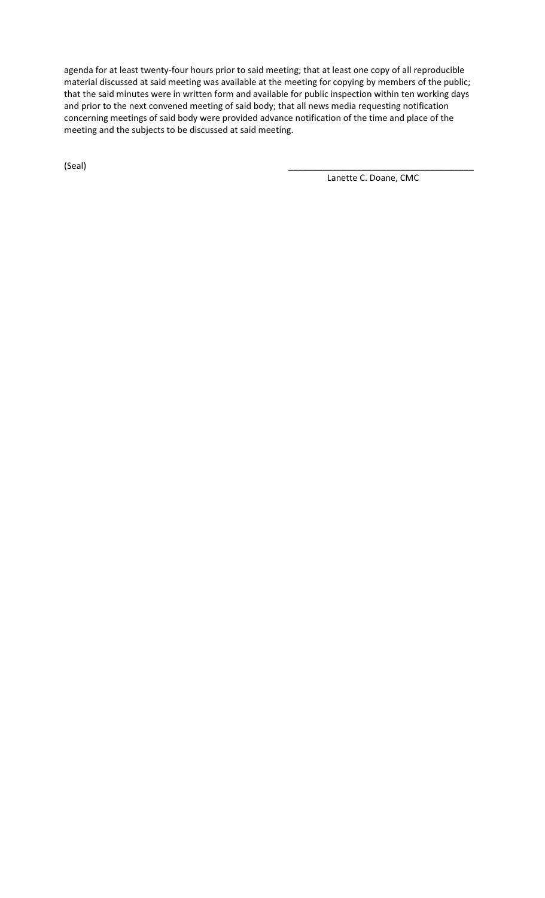agenda for at least twenty-four hours prior to said meeting; that at least one copy of all reproducible material discussed at said meeting was available at the meeting for copying by members of the public; that the said minutes were in written form and available for public inspection within ten working days and prior to the next convened meeting of said body; that all news media requesting notification concerning meetings of said body were provided advance notification of the time and place of the meeting and the subjects to be discussed at said meeting.

(Seal) ______________________________________

Lanette C. Doane, CMC